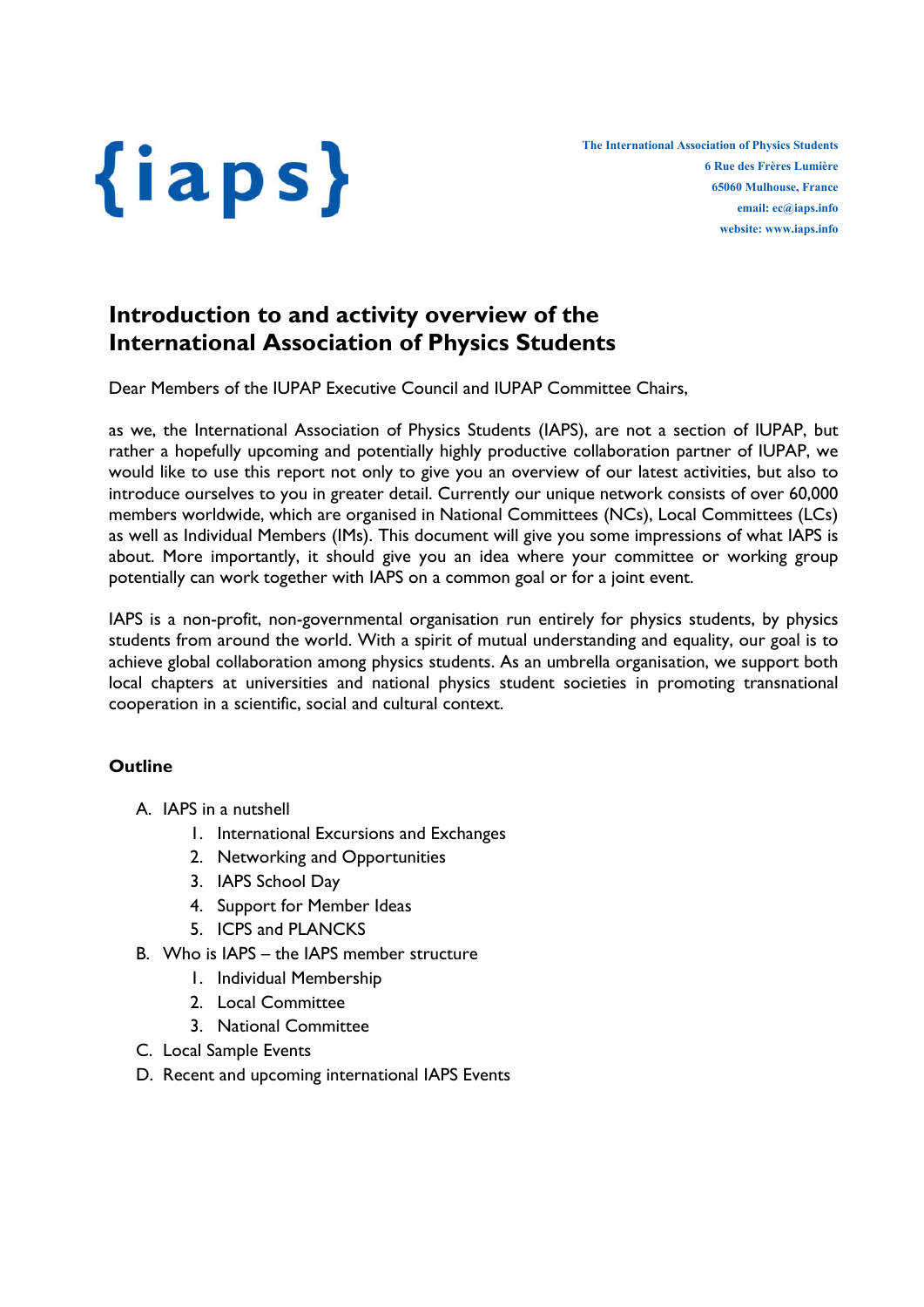{iaps}

**The International Association of Physics Students**
**6 Rue des Frères Lumière**
**65060 Mulhouse, France**
**email: ec@iaps.info**
**website: www.iaps.info**

# Introduction to and activity overview of the International Association of Physics Students

Dear Members of the IUPAP Executive Council and IUPAP Committee Chairs,

as we, the International Association of Physics Students (IAPS), are not a section of IUPAP, but rather a hopefully upcoming and potentially highly productive collaboration partner of IUPAP, we would like to use this report not only to give you an overview of our latest activities, but also to introduce ourselves to you in greater detail. Currently our unique network consists of over 60,000 members worldwide, which are organised in National Committees (NCs), Local Committees (LCs) as well as Individual Members (IMs). This document will give you some impressions of what IAPS is about. More importantly, it should give you an idea where your committee or working group potentially can work together with IAPS on a common goal or for a joint event.

IAPS is a non-profit, non-governmental organisation run entirely for physics students, by physics students from around the world. With a spirit of mutual understanding and equality, our goal is to achieve global collaboration among physics students. As an umbrella organisation, we support both local chapters at universities and national physics student societies in promoting transnational cooperation in a scientific, social and cultural context.

**Outline**

A. IAPS in a nutshell
    1. International Excursions and Exchanges
    2. Networking and Opportunities
    3. IAPS School Day
    4. Support for Member Ideas
    5. ICPS and PLANCKS
B. Who is IAPS – the IAPS member structure
    1. Individual Membership
    2. Local Committee
    3. National Committee
C. Local Sample Events
D. Recent and upcoming international IAPS Events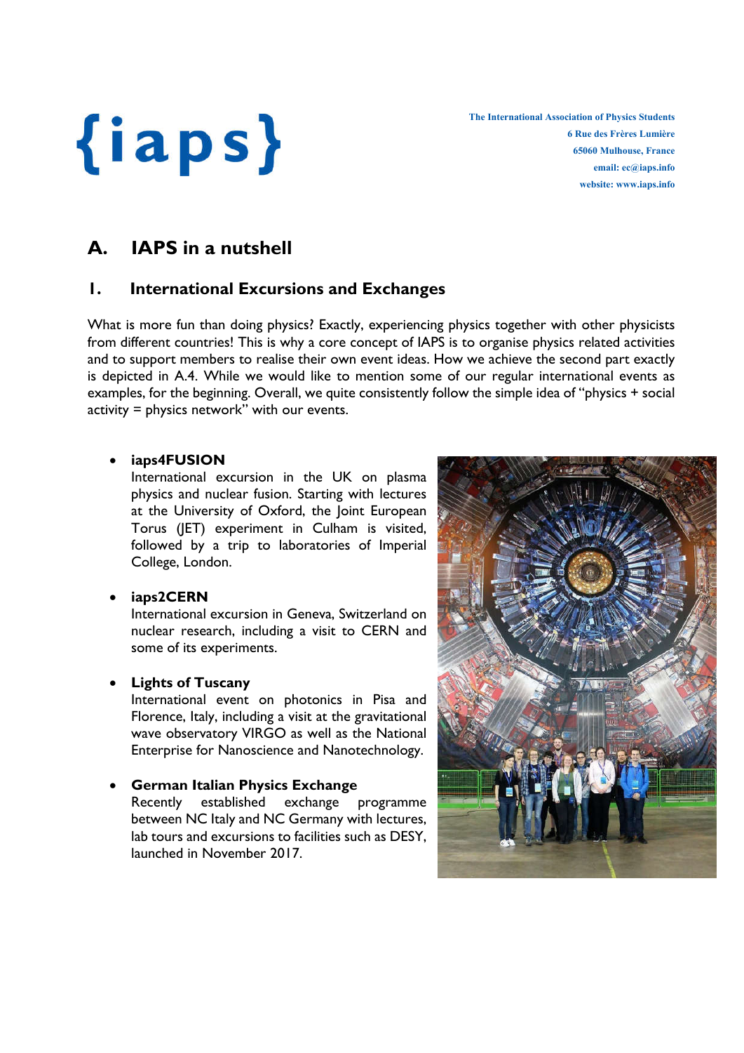{iaps}

**The International Association of Physics Students**
**6 Rue des Frères Lumière**
**65060 Mulhouse, France**
**email: ec@iaps.info**
**website: www.iaps.info**

# A. IAPS in a nutshell

## 1. International Excursions and Exchanges

What is more fun than doing physics? Exactly, experiencing physics together with other physicists from different countries! This is why a core concept of IAPS is to organise physics related activities and to support members to realise their own event ideas. How we achieve the second part exactly is depicted in A.4. While we would like to mention some of our regular international events as examples, for the beginning. Overall, we quite consistently follow the simple idea of "physics + social activity = physics network" with our events.

- **iaps4FUSION**
  International excursion in the UK on plasma physics and nuclear fusion. Starting with lectures at the University of Oxford, the Joint European Torus (JET) experiment in Culham is visited, followed by a trip to laboratories of Imperial College, London.

- **iaps2CERN**
  International excursion in Geneva, Switzerland on nuclear research, including a visit to CERN and some of its experiments.

- **Lights of Tuscany**
  International event on photonics in Pisa and Florence, Italy, including a visit at the gravitational wave observatory VIRGO as well as the National Enterprise for Nanoscience and Nanotechnology.

- **German Italian Physics Exchange**
  Recently established exchange programme between NC Italy and NC Germany with lectures, lab tours and excursions to facilities such as DESY, launched in November 2017.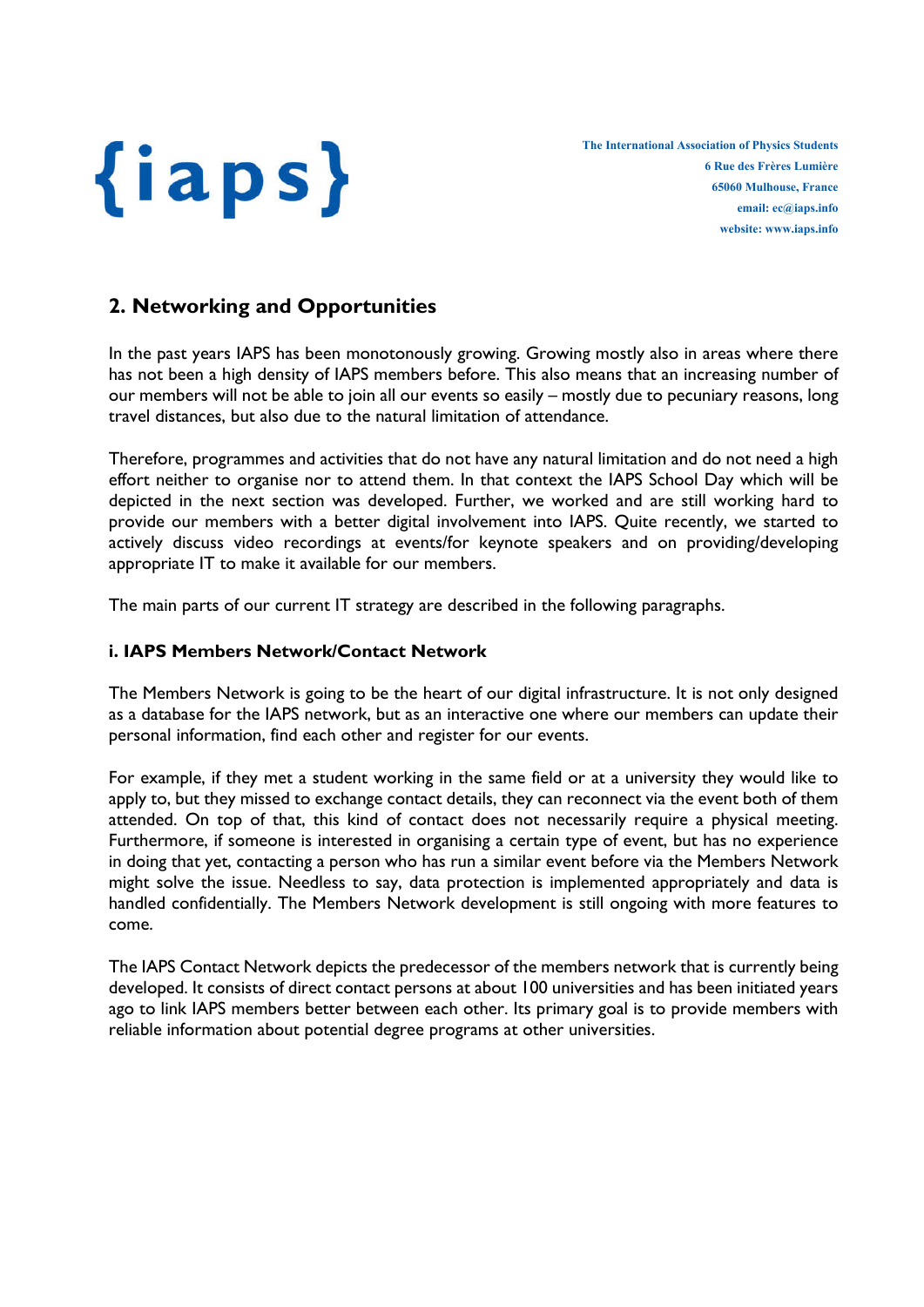## 2. Networking and Opportunities

In the past years IAPS has been monotonously growing. Growing mostly also in areas where there has not been a high density of IAPS members before. This also means that an increasing number of our members will not be able to join all our events so easily – mostly due to pecuniary reasons, long travel distances, but also due to the natural limitation of attendance.

Therefore, programmes and activities that do not have any natural limitation and do not need a high effort neither to organise nor to attend them. In that context the IAPS School Day which will be depicted in the next section was developed. Further, we worked and are still working hard to provide our members with a better digital involvement into IAPS. Quite recently, we started to actively discuss video recordings at events/for keynote speakers and on providing/developing appropriate IT to make it available for our members.

The main parts of our current IT strategy are described in the following paragraphs.

### i. IAPS Members Network/Contact Network

The Members Network is going to be the heart of our digital infrastructure. It is not only designed as a database for the IAPS network, but as an interactive one where our members can update their personal information, find each other and register for our events.

For example, if they met a student working in the same field or at a university they would like to apply to, but they missed to exchange contact details, they can reconnect via the event both of them attended. On top of that, this kind of contact does not necessarily require a physical meeting. Furthermore, if someone is interested in organising a certain type of event, but has no experience in doing that yet, contacting a person who has run a similar event before via the Members Network might solve the issue. Needless to say, data protection is implemented appropriately and data is handled confidentially. The Members Network development is still ongoing with more features to come.

The IAPS Contact Network depicts the predecessor of the members network that is currently being developed. It consists of direct contact persons at about 100 universities and has been initiated years ago to link IAPS members better between each other. Its primary goal is to provide members with reliable information about potential degree programs at other universities.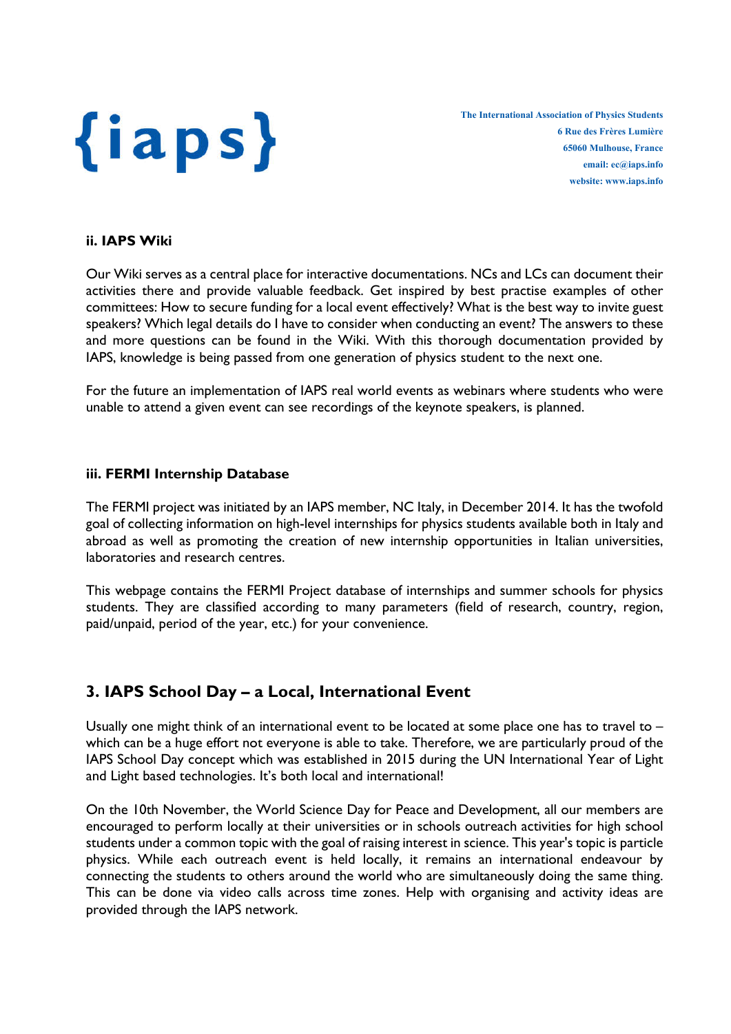### ii. IAPS Wiki

Our Wiki serves as a central place for interactive documentations. NCs and LCs can document their activities there and provide valuable feedback. Get inspired by best practise examples of other committees: How to secure funding for a local event effectively? What is the best way to invite guest speakers? Which legal details do I have to consider when conducting an event? The answers to these and more questions can be found in the Wiki. With this thorough documentation provided by IAPS, knowledge is being passed from one generation of physics student to the next one.

For the future an implementation of IAPS real world events as webinars where students who were unable to attend a given event can see recordings of the keynote speakers, is planned.

### iii. FERMI Internship Database

The FERMI project was initiated by an IAPS member, NC Italy, in December 2014. It has the twofold goal of collecting information on high-level internships for physics students available both in Italy and abroad as well as promoting the creation of new internship opportunities in Italian universities, laboratories and research centres.

This webpage contains the FERMI Project database of internships and summer schools for physics students. They are classified according to many parameters (field of research, country, region, paid/unpaid, period of the year, etc.) for your convenience.

## 3. IAPS School Day – a Local, International Event

Usually one might think of an international event to be located at some place one has to travel to – which can be a huge effort not everyone is able to take. Therefore, we are particularly proud of the IAPS School Day concept which was established in 2015 during the UN International Year of Light and Light based technologies. It's both local and international!

On the 10th November, the World Science Day for Peace and Development, all our members are encouraged to perform locally at their universities or in schools outreach activities for high school students under a common topic with the goal of raising interest in science. This year's topic is particle physics. While each outreach event is held locally, it remains an international endeavour by connecting the students to others around the world who are simultaneously doing the same thing. This can be done via video calls across time zones. Help with organising and activity ideas are provided through the IAPS network.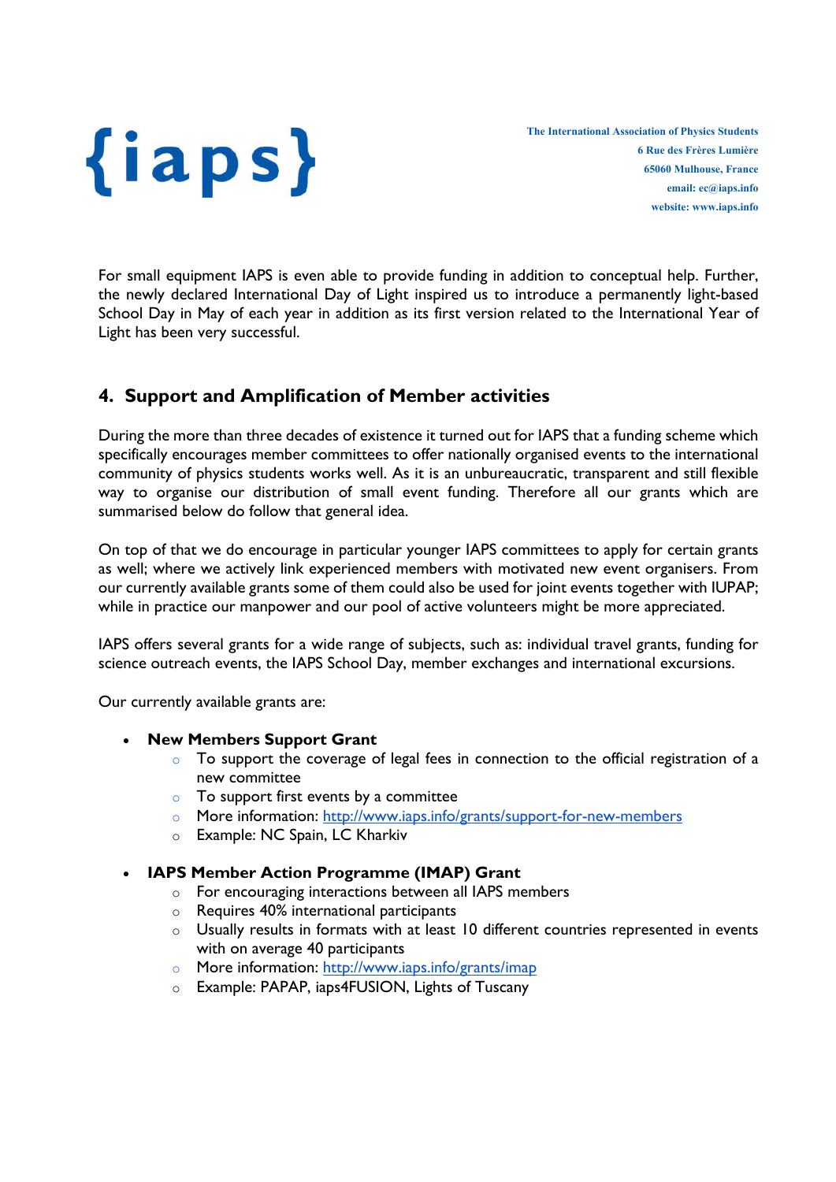For small equipment IAPS is even able to provide funding in addition to conceptual help. Further, the newly declared International Day of Light inspired us to introduce a permanently light-based School Day in May of each year in addition as its first version related to the International Year of Light has been very successful.

## 4. Support and Amplification of Member activities

During the more than three decades of existence it turned out for IAPS that a funding scheme which specifically encourages member committees to offer nationally organised events to the international community of physics students works well. As it is an unbureaucratic, transparent and still flexible way to organise our distribution of small event funding. Therefore all our grants which are summarised below do follow that general idea.

On top of that we do encourage in particular younger IAPS committees to apply for certain grants as well; where we actively link experienced members with motivated new event organisers. From our currently available grants some of them could also be used for joint events together with IUPAP; while in practice our manpower and our pool of active volunteers might be more appreciated.

IAPS offers several grants for a wide range of subjects, such as: individual travel grants, funding for science outreach events, the IAPS School Day, member exchanges and international excursions.

Our currently available grants are:

- **New Members Support Grant**
  - To support the coverage of legal fees in connection to the official registration of a new committee
  - To support first events by a committee
  - More information: [http://www.iaps.info/grants/support-for-new-members](http://www.iaps.info/grants/support-for-new-members)
  - Example: NC Spain, LC Kharkiv
- **IAPS Member Action Programme (IMAP) Grant**
  - For encouraging interactions between all IAPS members
  - Requires 40% international participants
  - Usually results in formats with at least 10 different countries represented in events with on average 40 participants
  - More information: [http://www.iaps.info/grants/imap](http://www.iaps.info/grants/imap)
  - Example: PAPAP, iaps4FUSION, Lights of Tuscany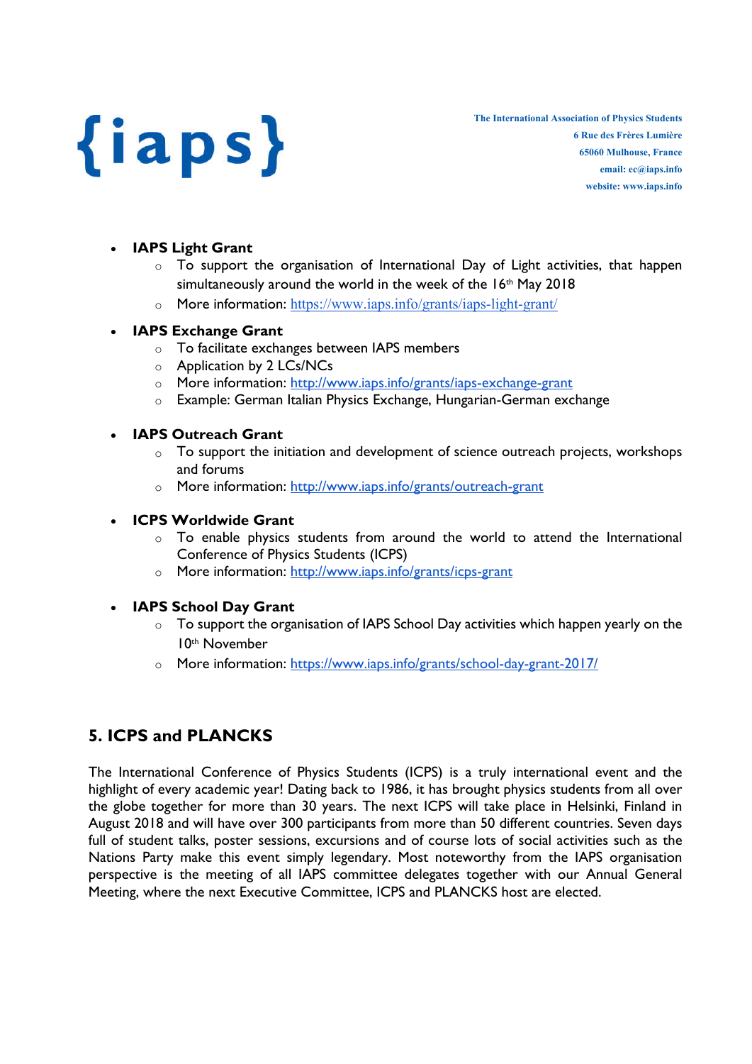- **IAPS Light Grant**
    - To support the organisation of International Day of Light activities, that happen simultaneously around the world in the week of the 16th May 2018
    - More information: https://www.iaps.info/grants/iaps-light-grant/
- **IAPS Exchange Grant**
    - To facilitate exchanges between IAPS members
    - Application by 2 LCs/NCs
    - More information: http://www.iaps.info/grants/iaps-exchange-grant
    - Example: German Italian Physics Exchange, Hungarian-German exchange
- **IAPS Outreach Grant**
    - To support the initiation and development of science outreach projects, workshops and forums
    - More information: http://www.iaps.info/grants/outreach-grant
- **ICPS Worldwide Grant**
    - To enable physics students from around the world to attend the International Conference of Physics Students (ICPS)
    - More information: http://www.iaps.info/grants/icps-grant
- **IAPS School Day Grant**
    - To support the organisation of IAPS School Day activities which happen yearly on the 10th November
    - More information: https://www.iaps.info/grants/school-day-grant-2017/

## 5. ICPS and PLANCKS

The International Conference of Physics Students (ICPS) is a truly international event and the highlight of every academic year! Dating back to 1986, it has brought physics students from all over the globe together for more than 30 years. The next ICPS will take place in Helsinki, Finland in August 2018 and will have over 300 participants from more than 50 different countries. Seven days full of student talks, poster sessions, excursions and of course lots of social activities such as the Nations Party make this event simply legendary. Most noteworthy from the IAPS organisation perspective is the meeting of all IAPS committee delegates together with our Annual General Meeting, where the next Executive Committee, ICPS and PLANCKS host are elected.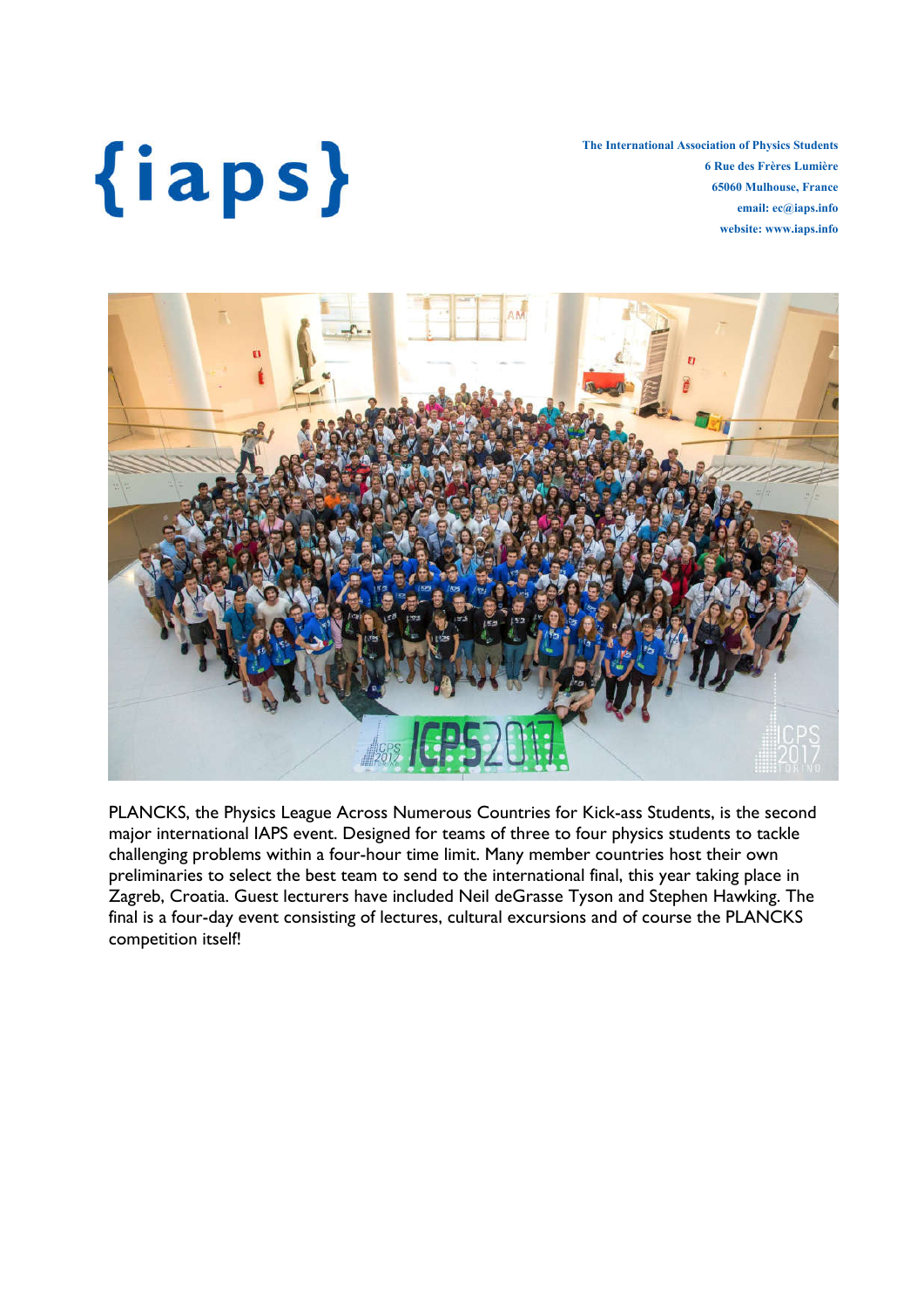{iaps}

**The International Association of Physics Students**
**6 Rue des Frères Lumière**
**65060 Mulhouse, France**
**email: ec@iaps.info**
**website: www.iaps.info**

PLANCKS, the Physics League Across Numerous Countries for Kick-ass Students, is the second major international IAPS event. Designed for teams of three to four physics students to tackle challenging problems within a four-hour time limit. Many member countries host their own preliminaries to select the best team to send to the international final, this year taking place in Zagreb, Croatia. Guest lecturers have included Neil deGrasse Tyson and Stephen Hawking. The final is a four-day event consisting of lectures, cultural excursions and of course the PLANCKS competition itself!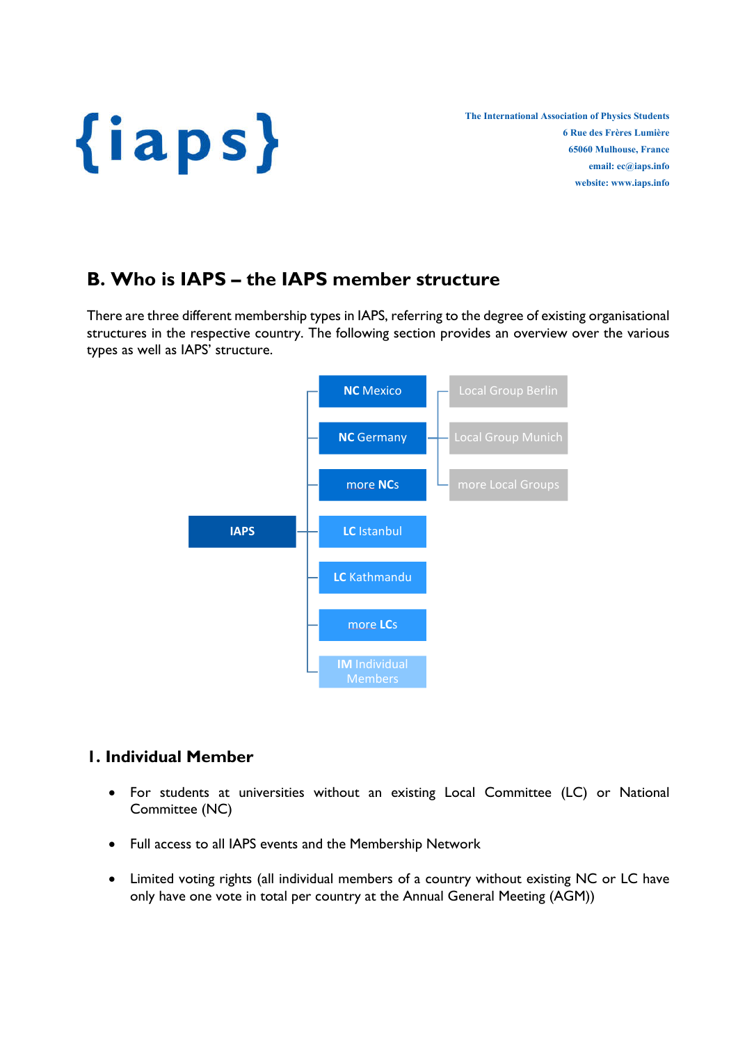## B. Who is IAPS – the IAPS member structure

There are three different membership types in IAPS, referring to the degree of existing organisational structures in the respective country. The following section provides an overview over the various types as well as IAPS' structure.

- IAPS
  - NC Mexico
  - NC Germany
    - Local Group Berlin
    - Local Group Munich
    - more Local Groups
  - more NCs
  - LC Istanbul
  - LC Kathmandu
  - more LCs
  - IM Individual Members

### 1. Individual Member

- For students at universities without an existing Local Committee (LC) or National Committee (NC)
- Full access to all IAPS events and the Membership Network
- Limited voting rights (all individual members of a country without existing NC or LC have only have one vote in total per country at the Annual General Meeting (AGM))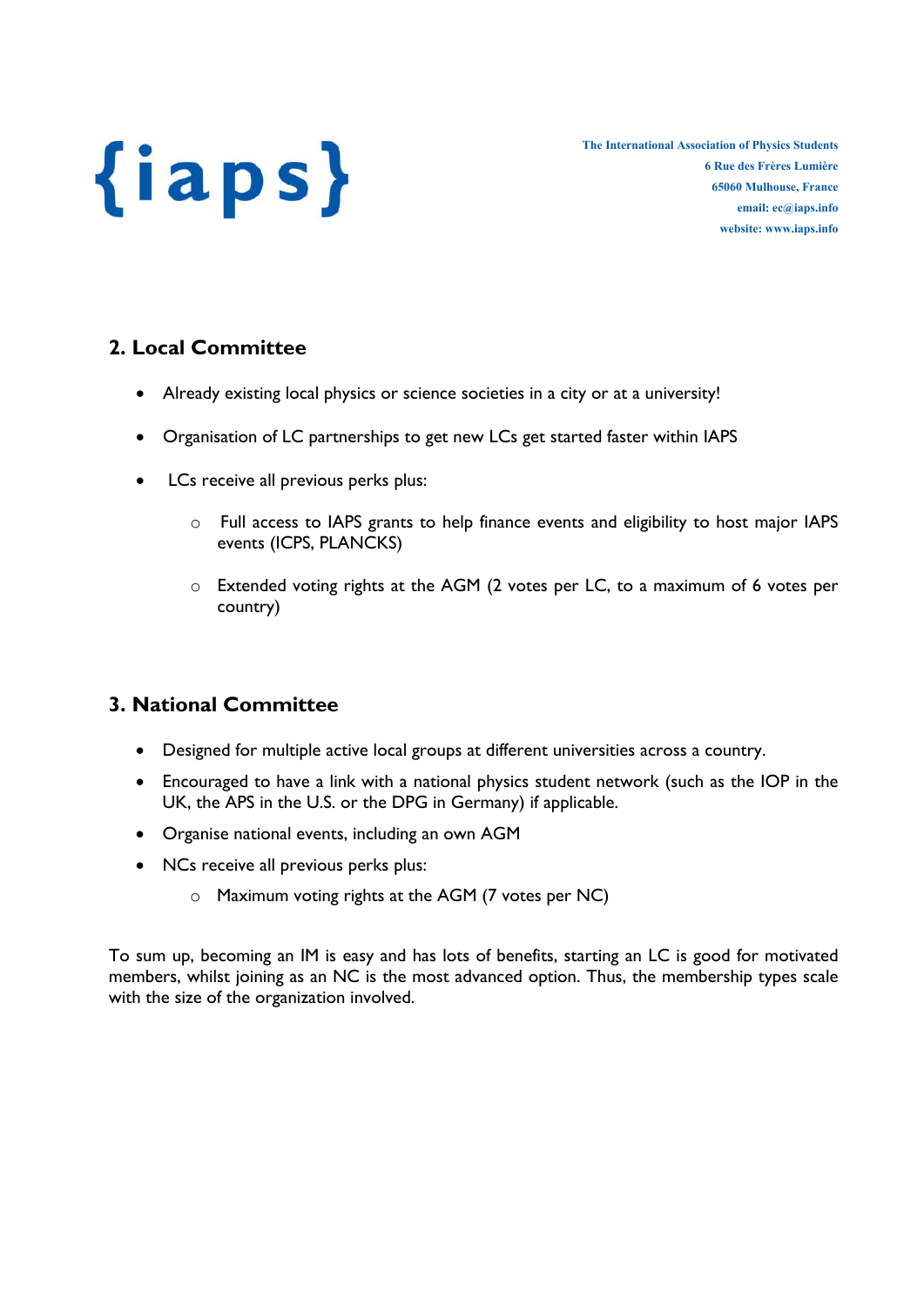## 2. Local Committee

- Already existing local physics or science societies in a city or at a university!
- Organisation of LC partnerships to get new LCs get started faster within IAPS
- LCs receive all previous perks plus:
  - Full access to IAPS grants to help finance events and eligibility to host major IAPS events (ICPS, PLANCKS)
  - Extended voting rights at the AGM (2 votes per LC, to a maximum of 6 votes per country)

## 3. National Committee

- Designed for multiple active local groups at different universities across a country.
- Encouraged to have a link with a national physics student network (such as the IOP in the UK, the APS in the U.S. or the DPG in Germany) if applicable.
- Organise national events, including an own AGM
- NCs receive all previous perks plus:
  - Maximum voting rights at the AGM (7 votes per NC)

To sum up, becoming an IM is easy and has lots of benefits, starting an LC is good for motivated members, whilst joining as an NC is the most advanced option. Thus, the membership types scale with the size of the organization involved.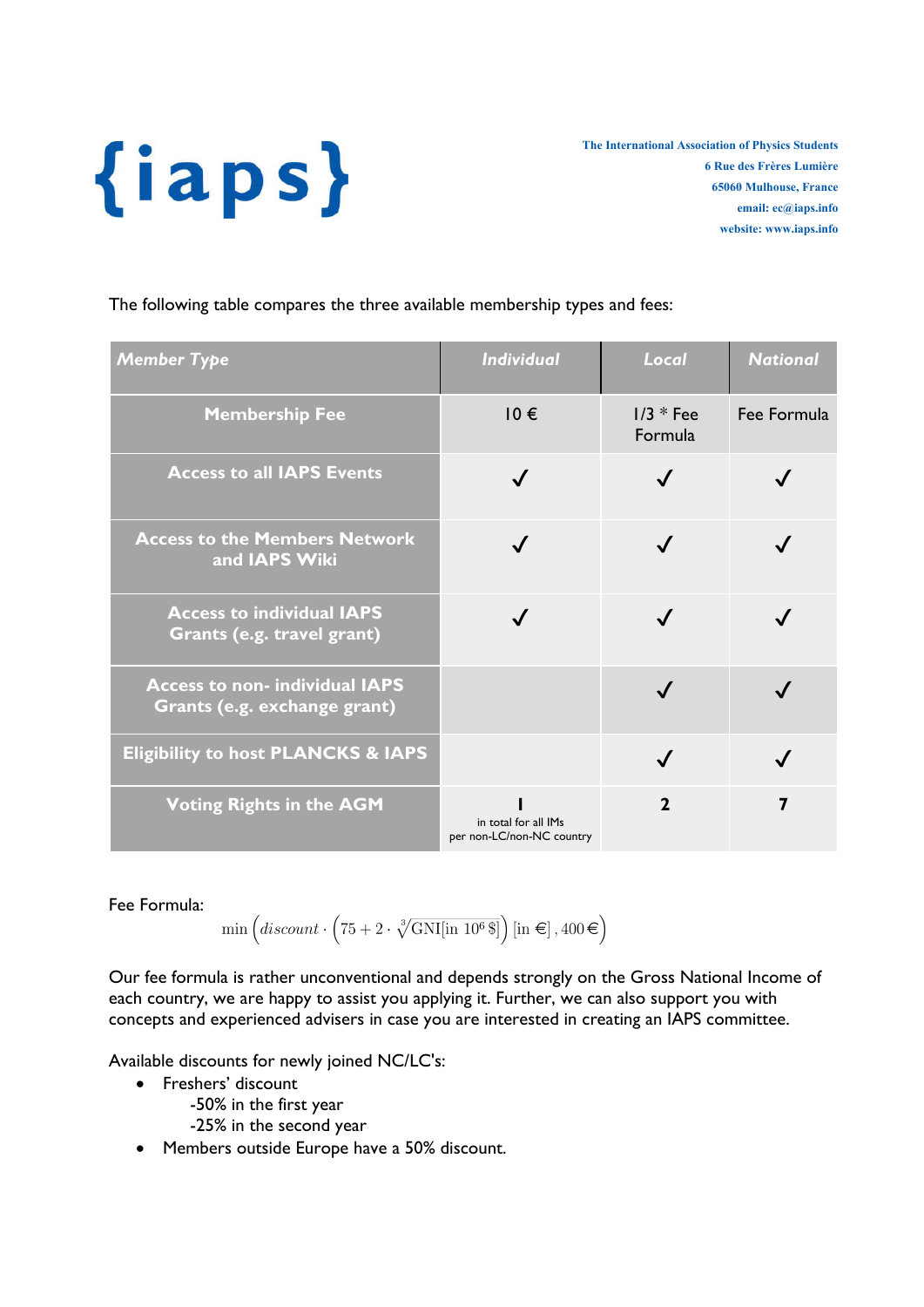{iaps}

**The International Association of Physics Students**
**6 Rue des Frères Lumière**
**65060 Mulhouse, France**
**email: ec@iaps.info**
**website: www.iaps.info**

The following table compares the three available membership types and fees:

| *Member Type* | *Individual* | *Local* | *National* |
|---|---|---|---|
| **Membership Fee** | 10 € | 1/3 * Fee Formula | Fee Formula |
| **Access to all IAPS Events** | ✓ | ✓ | ✓ |
| **Access to the Members Network and IAPS Wiki** | ✓ | ✓ | ✓ |
| **Access to individual IAPS Grants (e.g. travel grant)** | ✓ | ✓ | ✓ |
| **Access to non- individual IAPS Grants (e.g. exchange grant)** | | ✓ | ✓ |
| **Eligibility to host PLANCKS & IAPS** | | ✓ | ✓ |
| **Voting Rights in the AGM** | **1** in total for all IMs per non-LC/non-NC country | **2** | **7** |

Fee Formula:

$$\min\left(discount \cdot \left(75 + 2 \cdot \sqrt[3]{\text{GNI[in } 10^6\,\$]}\right) [\text{in } €]\,, 400\,€\right)$$

Our fee formula is rather unconventional and depends strongly on the Gross National Income of each country, we are happy to assist you applying it. Further, we can also support you with concepts and experienced advisers in case you are interested in creating an IAPS committee.

Available discounts for newly joined NC/LC's:

- Freshers' discount
  - -50% in the first year
  - -25% in the second year
- Members outside Europe have a 50% discount.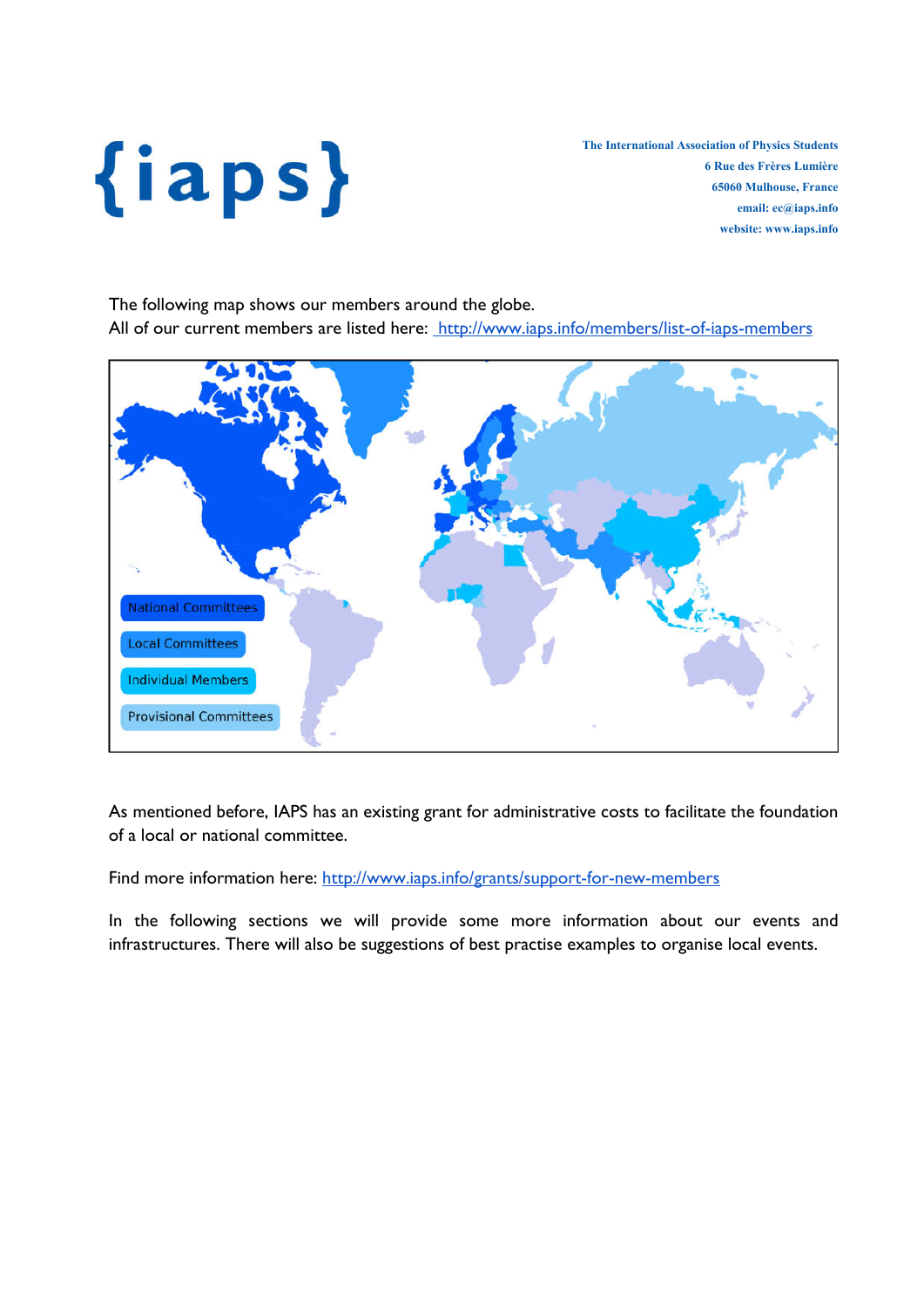The following map shows our members around the globe.
All of our current members are listed here: [http://www.iaps.info/members/list-of-iaps-members](http://www.iaps.info/members/list-of-iaps-members)

National Committees

Local Committees

Individual Members

Provisional Committees

As mentioned before, IAPS has an existing grant for administrative costs to facilitate the foundation of a local or national committee.

Find more information here: [http://www.iaps.info/grants/support-for-new-members](http://www.iaps.info/grants/support-for-new-members)

In the following sections we will provide some more information about our events and infrastructures. There will also be suggestions of best practise examples to organise local events.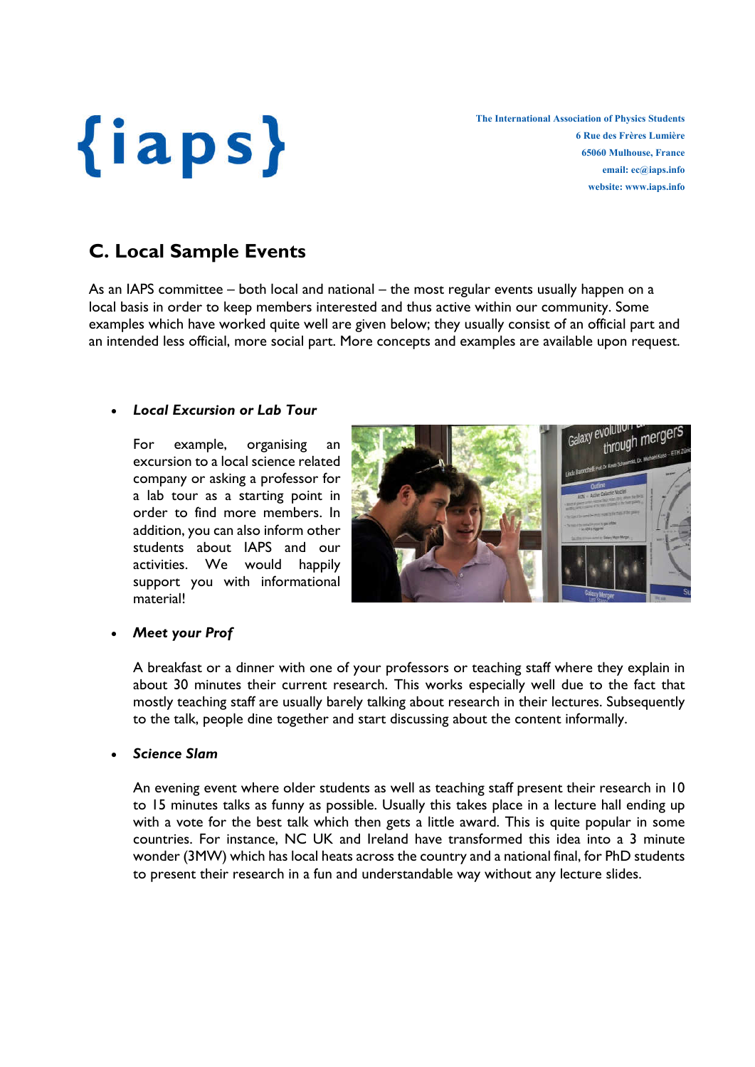## C. Local Sample Events

As an IAPS committee – both local and national – the most regular events usually happen on a local basis in order to keep members interested and thus active within our community. Some examples which have worked quite well are given below; they usually consist of an official part and an intended less official, more social part. More concepts and examples are available upon request.

- ***Local Excursion or Lab Tour***

  For example, organising an excursion to a local science related company or asking a professor for a lab tour as a starting point in order to find more members. In addition, you can also inform other students about IAPS and our activities. We would happily support you with informational material!

- ***Meet your Prof***

  A breakfast or a dinner with one of your professors or teaching staff where they explain in about 30 minutes their current research. This works especially well due to the fact that mostly teaching staff are usually barely talking about research in their lectures. Subsequently to the talk, people dine together and start discussing about the content informally.

- ***Science Slam***

  An evening event where older students as well as teaching staff present their research in 10 to 15 minutes talks as funny as possible. Usually this takes place in a lecture hall ending up with a vote for the best talk which then gets a little award. This is quite popular in some countries. For instance, NC UK and Ireland have transformed this idea into a 3 minute wonder (3MW) which has local heats across the country and a national final, for PhD students to present their research in a fun and understandable way without any lecture slides.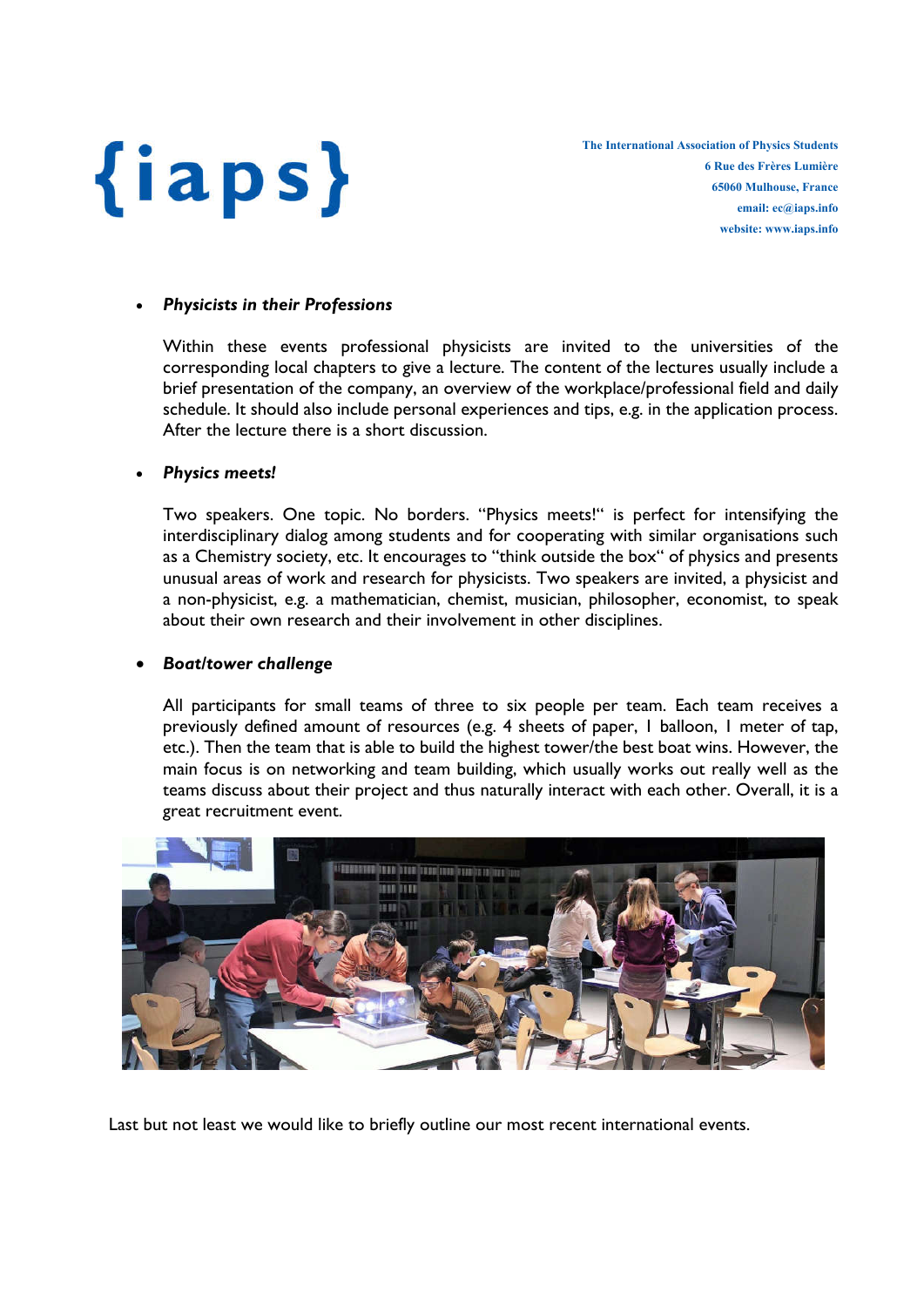- ***Physicists in their Professions***

  Within these events professional physicists are invited to the universities of the corresponding local chapters to give a lecture. The content of the lectures usually include a brief presentation of the company, an overview of the workplace/professional field and daily schedule. It should also include personal experiences and tips, e.g. in the application process. After the lecture there is a short discussion.

- ***Physics meets!***

  Two speakers. One topic. No borders. "Physics meets!" is perfect for intensifying the interdisciplinary dialog among students and for cooperating with similar organisations such as a Chemistry society, etc. It encourages to "think outside the box" of physics and presents unusual areas of work and research for physicists. Two speakers are invited, a physicist and a non-physicist, e.g. a mathematician, chemist, musician, philosopher, economist, to speak about their own research and their involvement in other disciplines.

- ***Boat/tower challenge***

  All participants for small teams of three to six people per team. Each team receives a previously defined amount of resources (e.g. 4 sheets of paper, 1 balloon, 1 meter of tap, etc.). Then the team that is able to build the highest tower/the best boat wins. However, the main focus is on networking and team building, which usually works out really well as the teams discuss about their project and thus naturally interact with each other. Overall, it is a great recruitment event.

Last but not least we would like to briefly outline our most recent international events.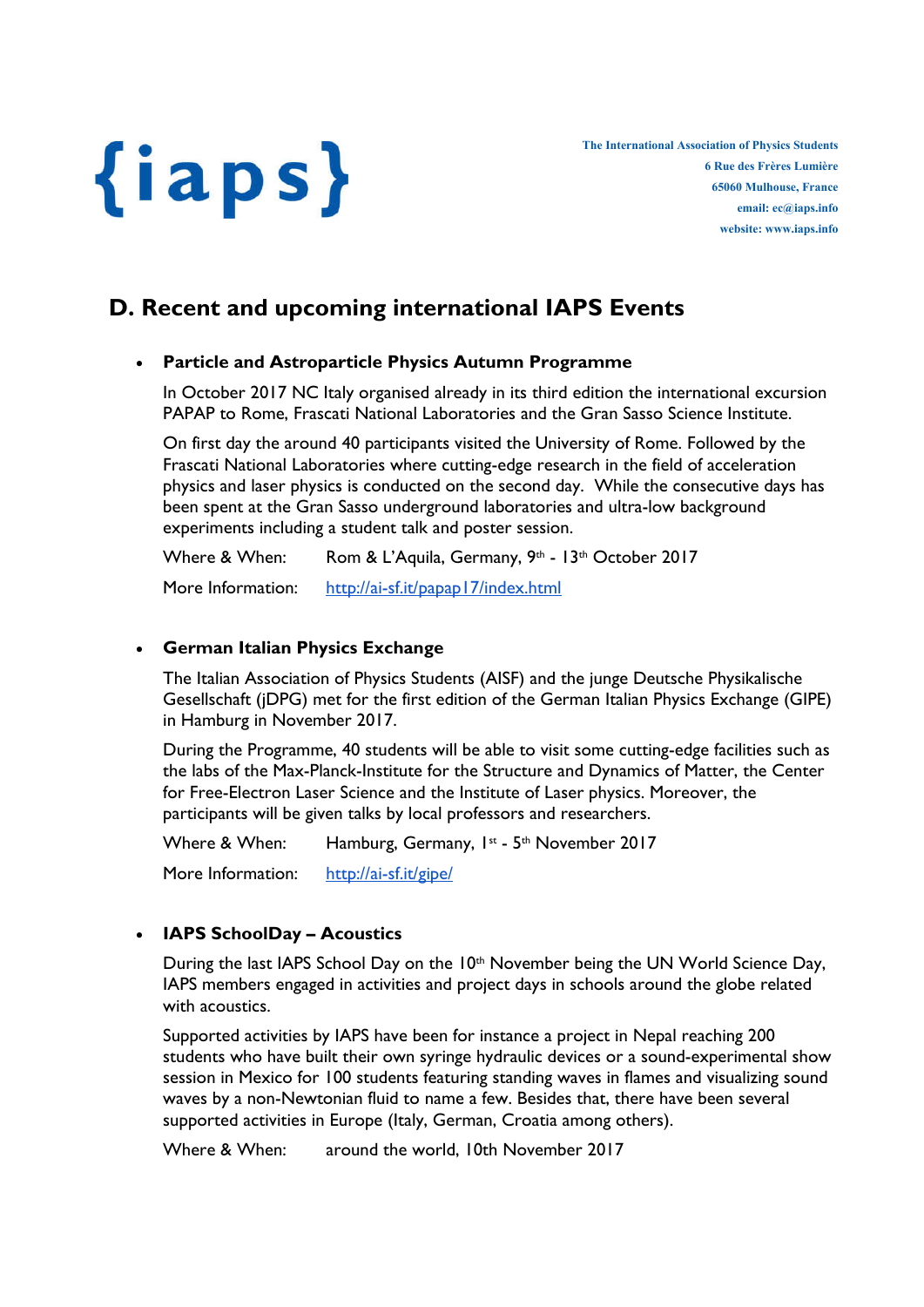{iaps}

**The International Association of Physics Students**
**6 Rue des Frères Lumière**
**65060 Mulhouse, France**
**email: ec@iaps.info**
**website: www.iaps.info**

# D. Recent and upcoming international IAPS Events

- **Particle and Astroparticle Physics Autumn Programme**

  In October 2017 NC Italy organised already in its third edition the international excursion PAPAP to Rome, Frascati National Laboratories and the Gran Sasso Science Institute.

  On first day the around 40 participants visited the University of Rome. Followed by the Frascati National Laboratories where cutting-edge research in the field of acceleration physics and laser physics is conducted on the second day. While the consecutive days has been spent at the Gran Sasso underground laboratories and ultra-low background experiments including a student talk and poster session.

  Where & When: Rom & L'Aquila, Germany, 9th - 13th October 2017

  More Information: http://ai-sf.it/papap17/index.html

- **German Italian Physics Exchange**

  The Italian Association of Physics Students (AISF) and the junge Deutsche Physikalische Gesellschaft (jDPG) met for the first edition of the German Italian Physics Exchange (GIPE) in Hamburg in November 2017.

  During the Programme, 40 students will be able to visit some cutting-edge facilities such as the labs of the Max-Planck-Institute for the Structure and Dynamics of Matter, the Center for Free-Electron Laser Science and the Institute of Laser physics. Moreover, the participants will be given talks by local professors and researchers.

  Where & When: Hamburg, Germany, 1st - 5th November 2017

  More Information: http://ai-sf.it/gipe/

- **IAPS SchoolDay – Acoustics**

  During the last IAPS School Day on the 10th November being the UN World Science Day, IAPS members engaged in activities and project days in schools around the globe related with acoustics.

  Supported activities by IAPS have been for instance a project in Nepal reaching 200 students who have built their own syringe hydraulic devices or a sound-experimental show session in Mexico for 100 students featuring standing waves in flames and visualizing sound waves by a non-Newtonian fluid to name a few. Besides that, there have been several supported activities in Europe (Italy, German, Croatia among others).

  Where & When: around the world, 10th November 2017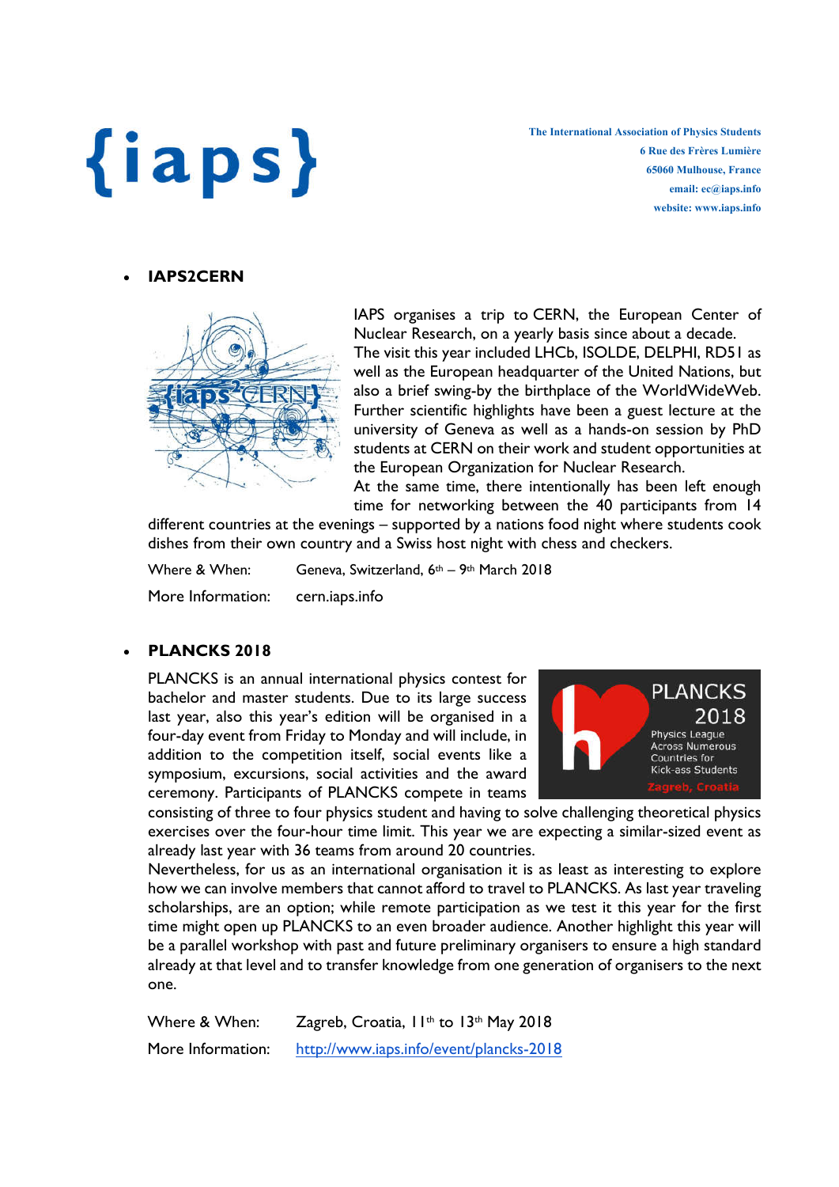{iaps}

**The International Association of Physics Students**
**6 Rue des Frères Lumière**
**65060 Mulhouse, France**
**email: ec@iaps.info**
**website: www.iaps.info**

- **IAPS2CERN**

IAPS organises a trip to CERN, the European Center of Nuclear Research, on a yearly basis since about a decade. The visit this year included LHCb, ISOLDE, DELPHI, RD51 as well as the European headquarter of the United Nations, but also a brief swing-by the birthplace of the WorldWideWeb. Further scientific highlights have been a guest lecture at the university of Geneva as well as a hands-on session by PhD students at CERN on their work and student opportunities at the European Organization for Nuclear Research.
At the same time, there intentionally has been left enough time for networking between the 40 participants from 14 different countries at the evenings – supported by a nations food night where students cook dishes from their own country and a Swiss host night with chess and checkers.

Where & When: Geneva, Switzerland, 6th – 9th March 2018

More Information: cern.iaps.info

- **PLANCKS 2018**

PLANCKS is an annual international physics contest for bachelor and master students. Due to its large success last year, also this year's edition will be organised in a four-day event from Friday to Monday and will include, in addition to the competition itself, social events like a symposium, excursions, social activities and the award ceremony. Participants of PLANCKS compete in teams consisting of three to four physics student and having to solve challenging theoretical physics exercises over the four-hour time limit. This year we are expecting a similar-sized event as already last year with 36 teams from around 20 countries.
Nevertheless, for us as an international organisation it is as least as interesting to explore how we can involve members that cannot afford to travel to PLANCKS. As last year traveling scholarships, are an option; while remote participation as we test it this year for the first time might open up PLANCKS to an even broader audience. Another highlight this year will be a parallel workshop with past and future preliminary organisers to ensure a high standard already at that level and to transfer knowledge from one generation of organisers to the next one.

Where & When: Zagreb, Croatia, 11th to 13th May 2018

More Information: http://www.iaps.info/event/plancks-2018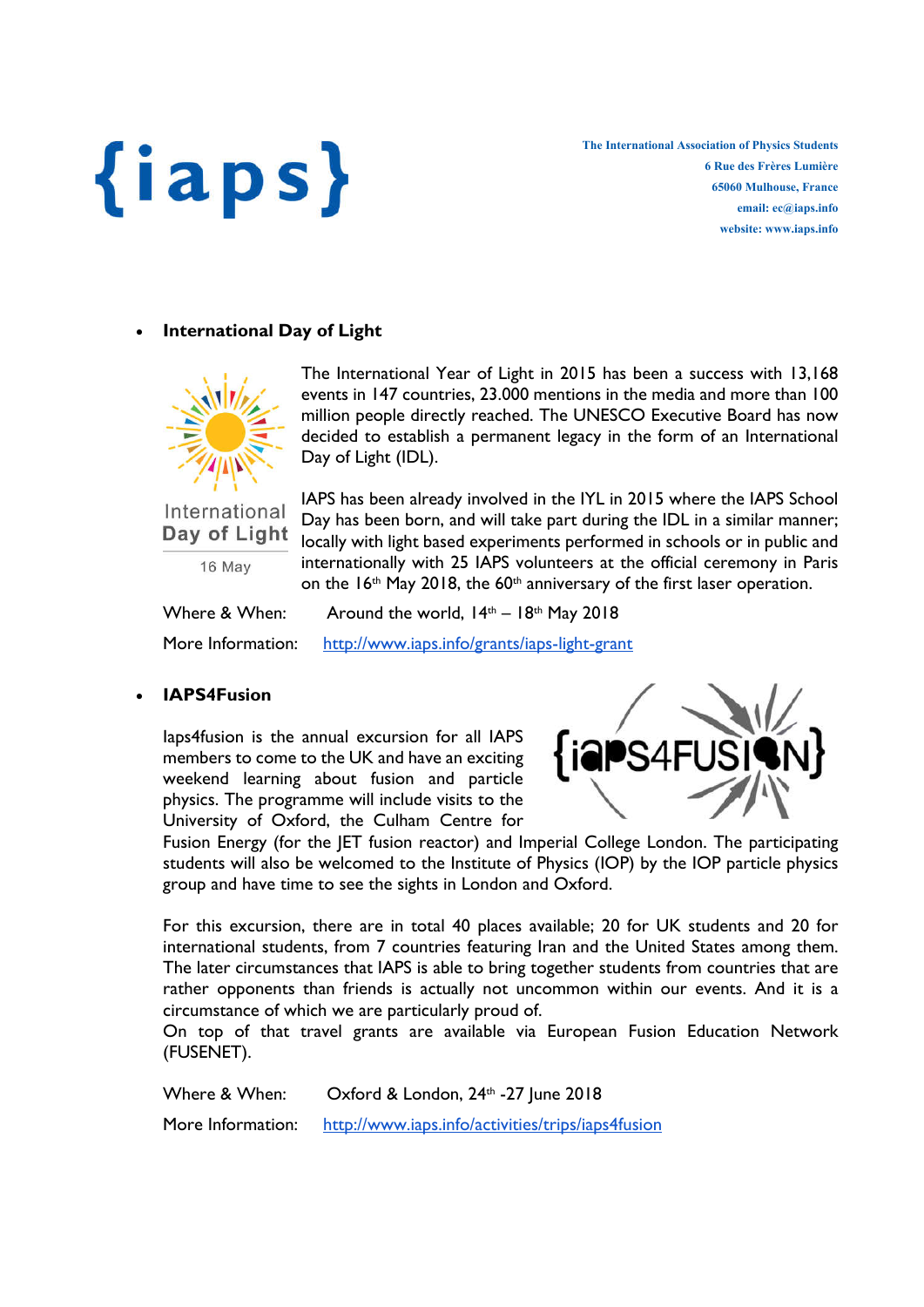{iaps}

**The International Association of Physics Students**
**6 Rue des Frères Lumière**
**65060 Mulhouse, France**
**email: ec@iaps.info**
**website: www.iaps.info**

- **International Day of Light**

International Day of Light
16 May

The International Year of Light in 2015 has been a success with 13,168 events in 147 countries, 23.000 mentions in the media and more than 100 million people directly reached. The UNESCO Executive Board has now decided to establish a permanent legacy in the form of an International Day of Light (IDL).

IAPS has been already involved in the IYL in 2015 where the IAPS School Day has been born, and will take part during the IDL in a similar manner; locally with light based experiments performed in schools or in public and internationally with 25 IAPS volunteers at the official ceremony in Paris on the 16th May 2018, the 60th anniversary of the first laser operation.

Where & When: Around the world, 14th – 18th May 2018

More Information: http://www.iaps.info/grants/iaps-light-grant

- **IAPS4Fusion**

Iaps4fusion is the annual excursion for all IAPS members to come to the UK and have an exciting weekend learning about fusion and particle physics. The programme will include visits to the University of Oxford, the Culham Centre for Fusion Energy (for the JET fusion reactor) and Imperial College London. The participating students will also be welcomed to the Institute of Physics (IOP) by the IOP particle physics group and have time to see the sights in London and Oxford.

For this excursion, there are in total 40 places available; 20 for UK students and 20 for international students, from 7 countries featuring Iran and the United States among them. The later circumstances that IAPS is able to bring together students from countries that are rather opponents than friends is actually not uncommon within our events. And it is a circumstance of which we are particularly proud of.
On top of that travel grants are available via European Fusion Education Network (FUSENET).

Where & When: Oxford & London, 24th -27 June 2018

More Information: http://www.iaps.info/activities/trips/iaps4fusion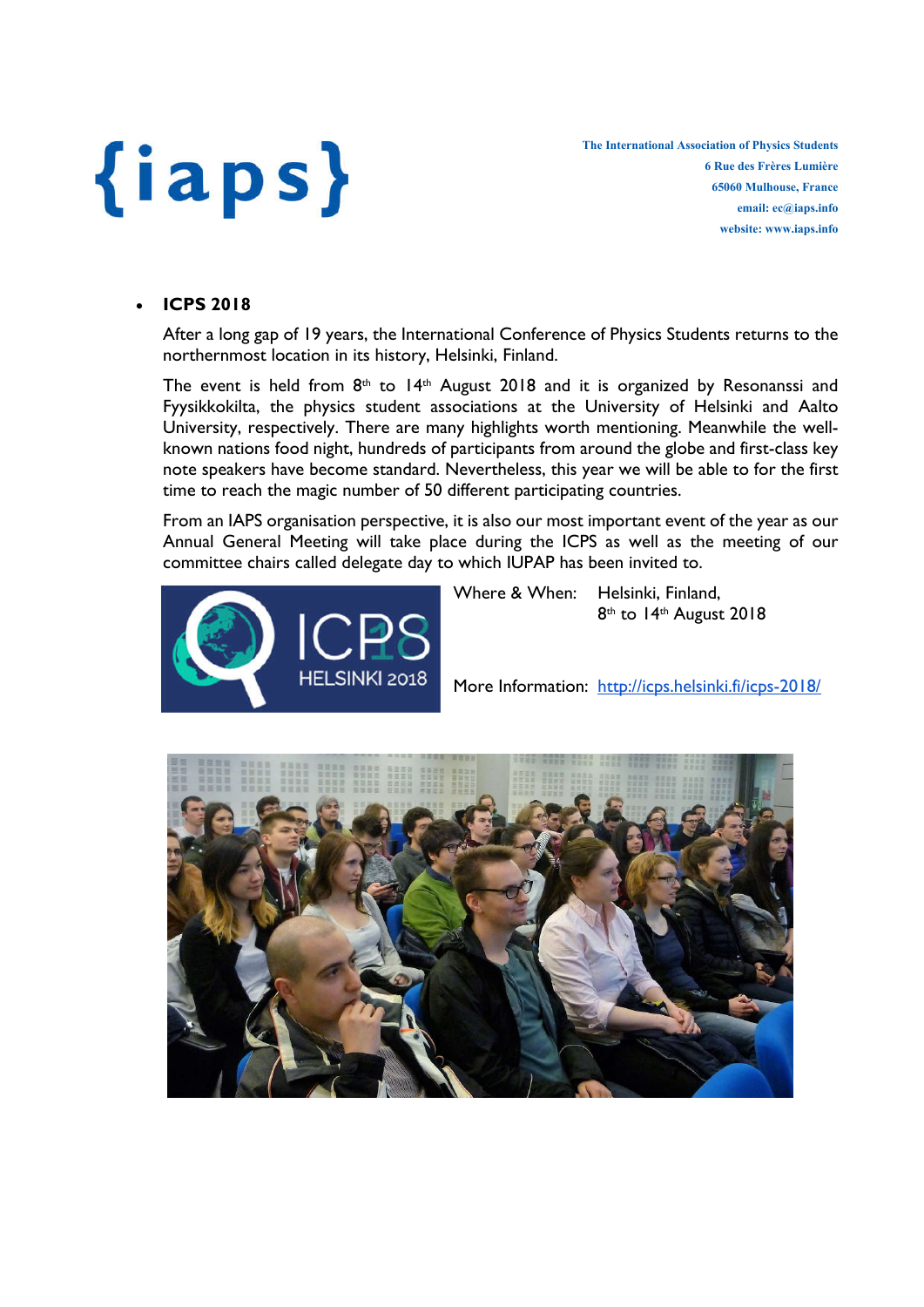- **ICPS 2018**

After a long gap of 19 years, the International Conference of Physics Students returns to the northernmost location in its history, Helsinki, Finland.

The event is held from 8th to 14th August 2018 and it is organized by Resonanssi and Fyysikkokilta, the physics student associations at the University of Helsinki and Aalto University, respectively. There are many highlights worth mentioning. Meanwhile the well-known nations food night, hundreds of participants from around the globe and first-class key note speakers have become standard. Nevertheless, this year we will be able to for the first time to reach the magic number of 50 different participating countries.

From an IAPS organisation perspective, it is also our most important event of the year as our Annual General Meeting will take place during the ICPS as well as the meeting of our committee chairs called delegate day to which IUPAP has been invited to.

Where & When: Helsinki, Finland, 8th to 14th August 2018

More Information: http://icps.helsinki.fi/icps-2018/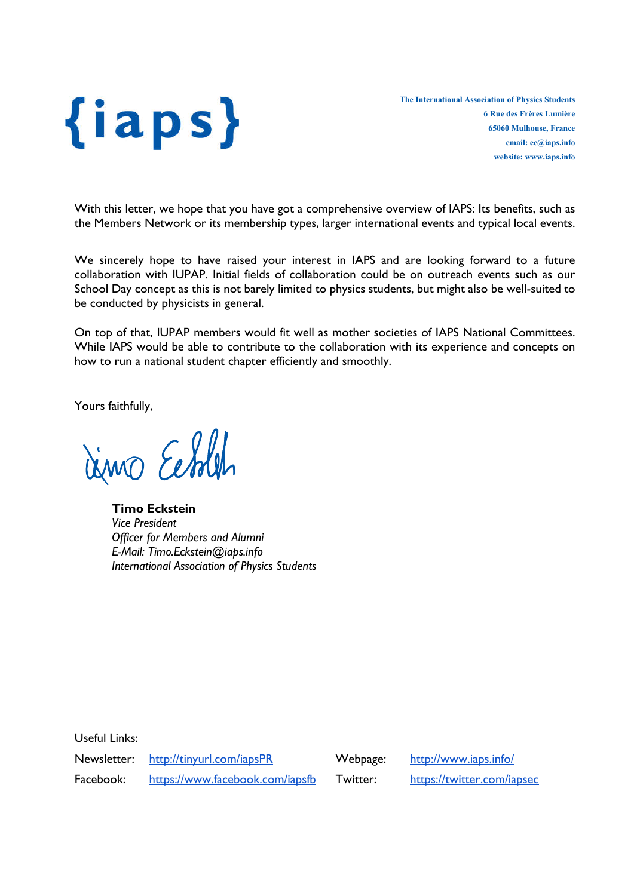{iaps}

**The International Association of Physics Students**
**6 Rue des Frères Lumière**
**65060 Mulhouse, France**
**email: ec@iaps.info**
**website: www.iaps.info**

With this letter, we hope that you have got a comprehensive overview of IAPS: Its benefits, such as the Members Network or its membership types, larger international events and typical local events.

We sincerely hope to have raised your interest in IAPS and are looking forward to a future collaboration with IUPAP. Initial fields of collaboration could be on outreach events such as our School Day concept as this is not barely limited to physics students, but might also be well-suited to be conducted by physicists in general.

On top of that, IUPAP members would fit well as mother societies of IAPS National Committees. While IAPS would be able to contribute to the collaboration with its experience and concepts on how to run a national student chapter efficiently and smoothly.

Yours faithfully,

**Timo Eckstein**
*Vice President*
*Officer for Members and Alumni*
*E-Mail: Timo.Eckstein@iaps.info*
*International Association of Physics Students*

Useful Links:

| | | | |
|---|---|---|---|
| Newsletter: | http://tinyurl.com/iapsPR | Webpage: | http://www.iaps.info/ |
| Facebook: | https://www.facebook.com/iapsfb | Twitter: | https://twitter.com/iapsec |